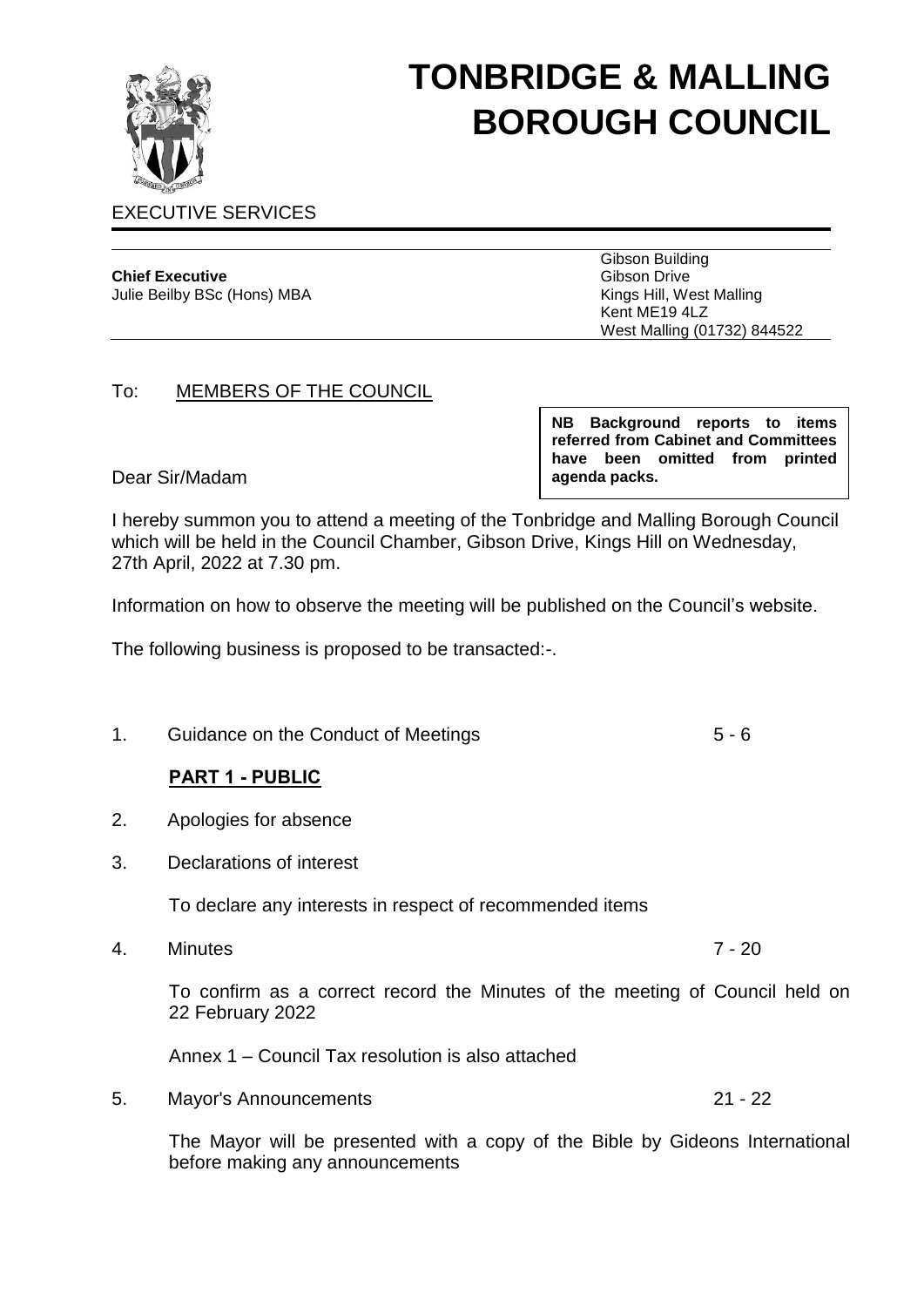# TONBRIDGE & MALLING BOROUGH COUNCIL

EXECUTIVE SERVICES

**Chief Executive**
Julie Beilby BSc (Hons) MBA

Gibson Building
Gibson Drive
Kings Hill, West Malling
Kent ME19 4LZ
West Malling (01732) 844522

To: MEMBERS OF THE COUNCIL

**NB Background reports to items referred from Cabinet and Committees have been omitted from printed agenda packs.**

Dear Sir/Madam

I hereby summon you to attend a meeting of the Tonbridge and Malling Borough Council which will be held in the Council Chamber, Gibson Drive, Kings Hill on Wednesday, 27th April, 2022 at 7.30 pm.

Information on how to observe the meeting will be published on the Council's website.

The following business is proposed to be transacted:-.

1. Guidance on the Conduct of Meetings — 5 - 6

**PART 1 - PUBLIC**

2. Apologies for absence

3. Declarations of interest

   To declare any interests in respect of recommended items

4. Minutes — 7 - 20

   To confirm as a correct record the Minutes of the meeting of Council held on 22 February 2022

   Annex 1 – Council Tax resolution is also attached

5. Mayor's Announcements — 21 - 22

   The Mayor will be presented with a copy of the Bible by Gideons International before making any announcements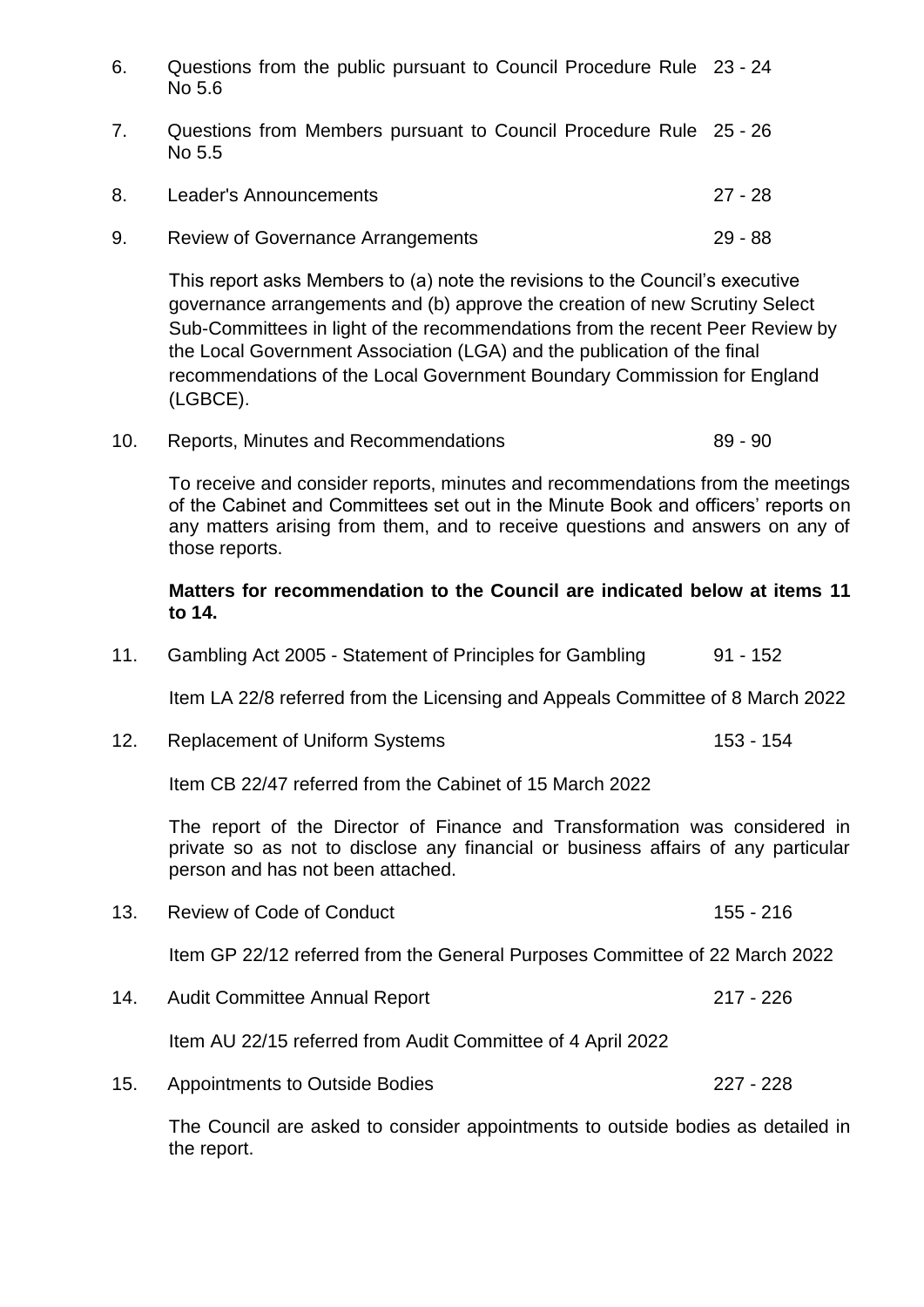6. Questions from the public pursuant to Council Procedure Rule No 5.6 — 23 - 24

7. Questions from Members pursuant to Council Procedure Rule No 5.5 — 25 - 26

8. Leader's Announcements — 27 - 28

9. Review of Governance Arrangements — 29 - 88

   This report asks Members to (a) note the revisions to the Council's executive governance arrangements and (b) approve the creation of new Scrutiny Select Sub-Committees in light of the recommendations from the recent Peer Review by the Local Government Association (LGA) and the publication of the final recommendations of the Local Government Boundary Commission for England (LGBCE).

10. Reports, Minutes and Recommendations — 89 - 90

    To receive and consider reports, minutes and recommendations from the meetings of the Cabinet and Committees set out in the Minute Book and officers' reports on any matters arising from them, and to receive questions and answers on any of those reports.

    **Matters for recommendation to the Council are indicated below at items 11 to 14.**

11. Gambling Act 2005 - Statement of Principles for Gambling — 91 - 152

    Item LA 22/8 referred from the Licensing and Appeals Committee of 8 March 2022

12. Replacement of Uniform Systems — 153 - 154

    Item CB 22/47 referred from the Cabinet of 15 March 2022

    The report of the Director of Finance and Transformation was considered in private so as not to disclose any financial or business affairs of any particular person and has not been attached.

13. Review of Code of Conduct — 155 - 216

    Item GP 22/12 referred from the General Purposes Committee of 22 March 2022

14. Audit Committee Annual Report — 217 - 226

    Item AU 22/15 referred from Audit Committee of 4 April 2022

15. Appointments to Outside Bodies — 227 - 228

    The Council are asked to consider appointments to outside bodies as detailed in the report.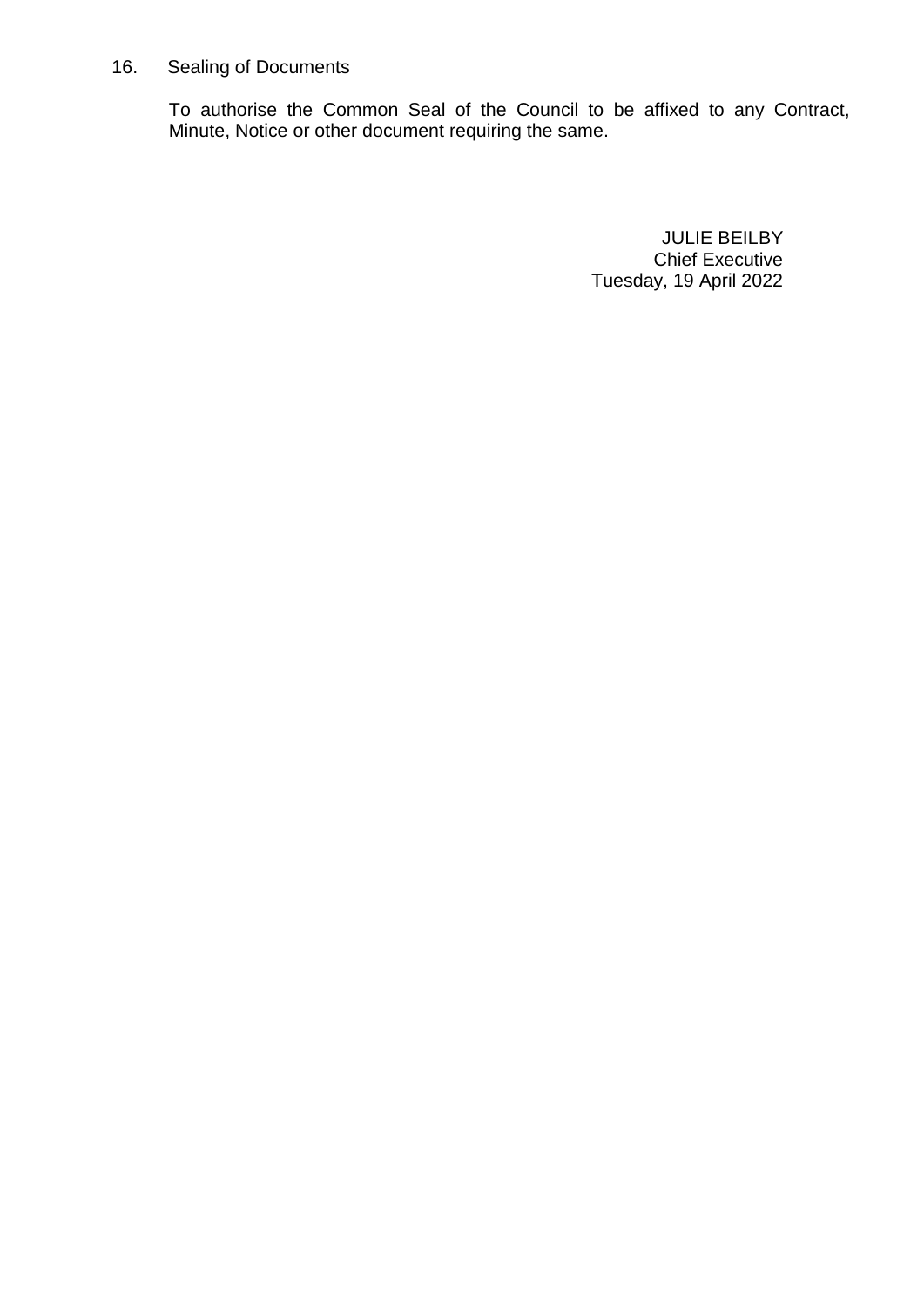16. Sealing of Documents

To authorise the Common Seal of the Council to be affixed to any Contract, Minute, Notice or other document requiring the same.

JULIE BEILBY
Chief Executive
Tuesday, 19 April 2022